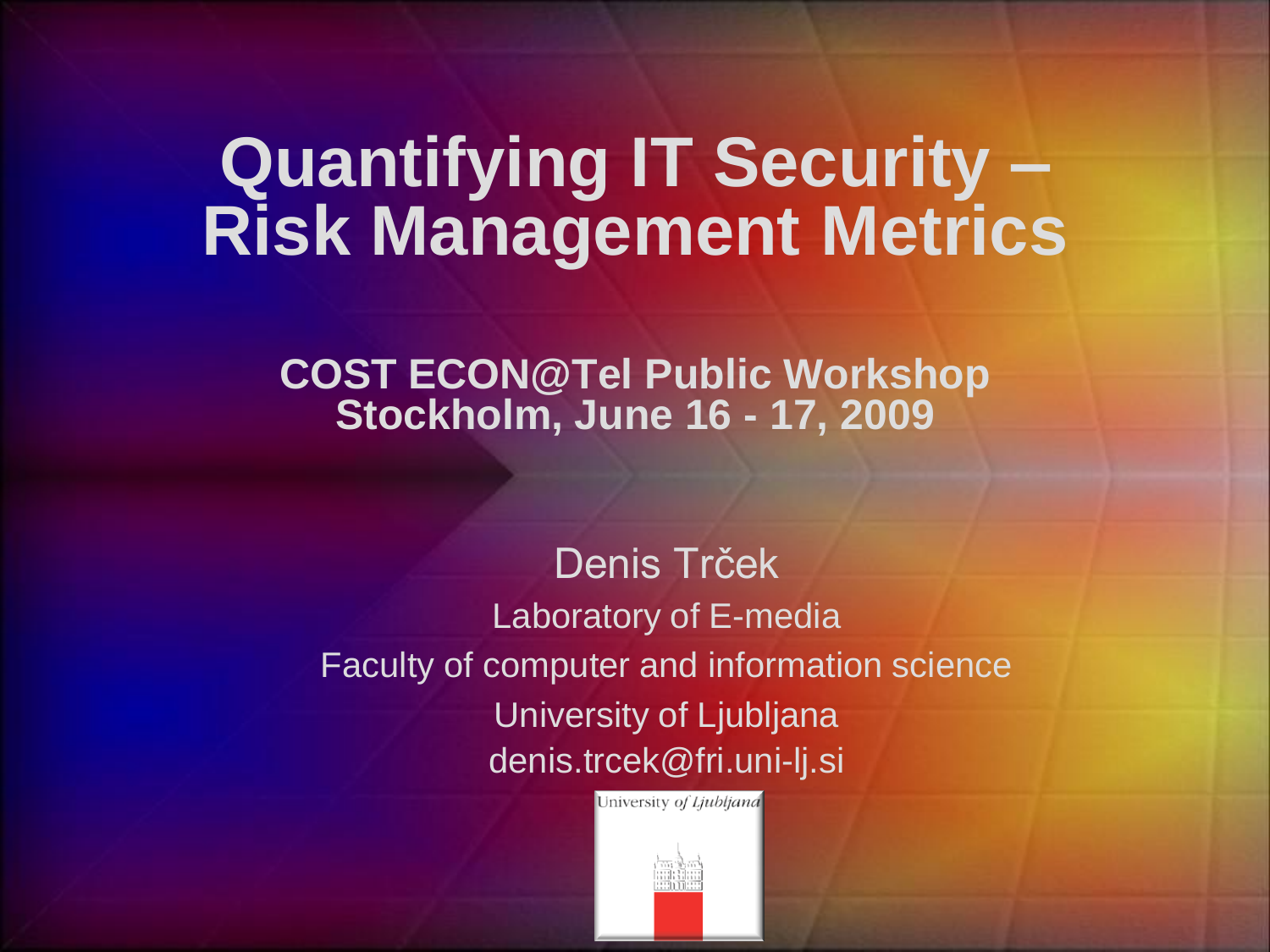# Quantifying IT Security – Risk Management Metrics

**COST ECON@Tel Public Workshop**
**Stockholm, June 16 - 17, 2009**

Denis Trček

Laboratory of E-media

Faculty of computer and information science

University of Ljubljana

denis.trcek@fri.uni-lj.si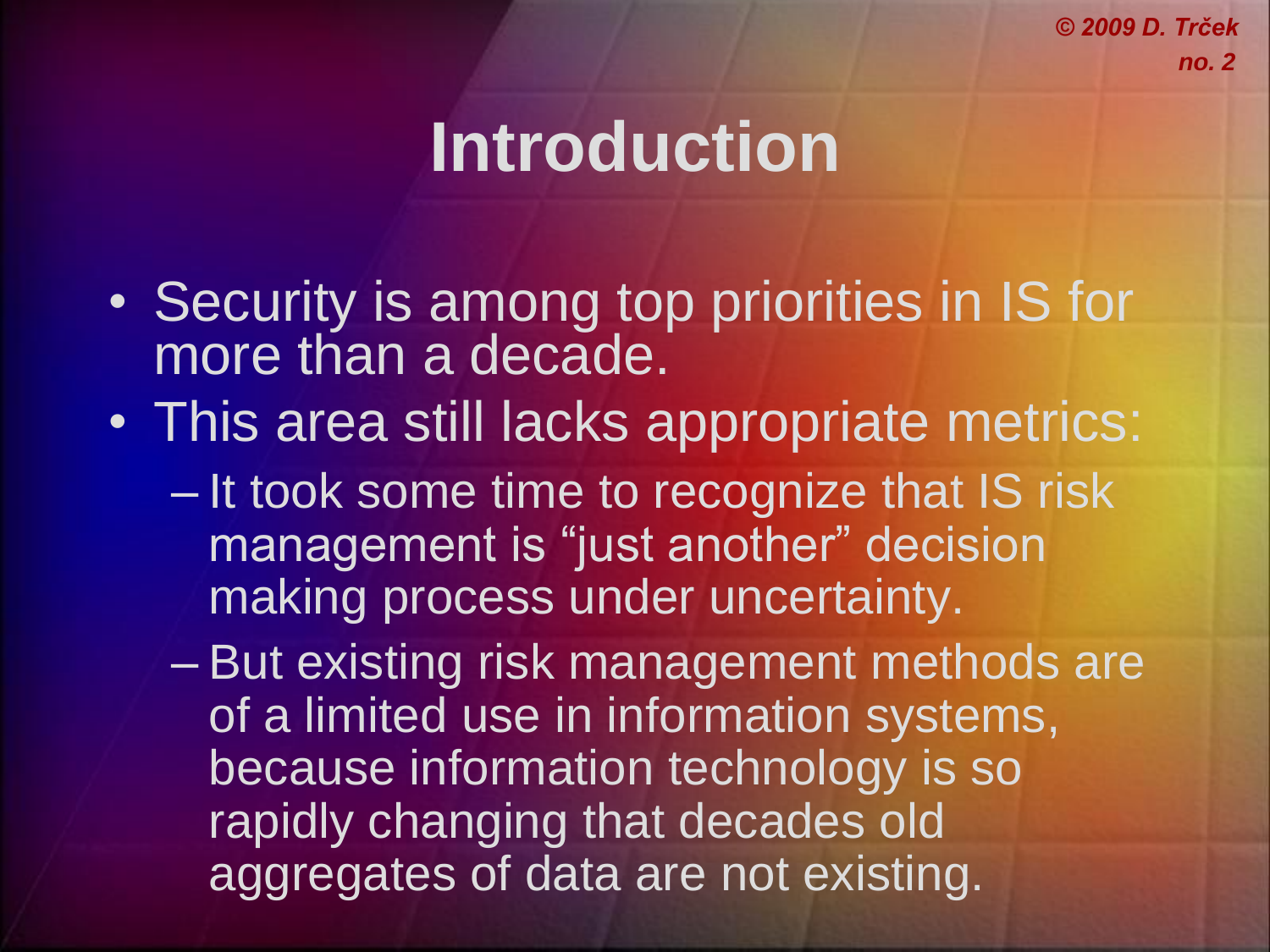# Introduction

- Security is among top priorities in IS for more than a decade.
- This area still lacks appropriate metrics:
  - It took some time to recognize that IS risk management is “just another” decision making process under uncertainty.
  - But existing risk management methods are of a limited use in information systems, because information technology is so rapidly changing that decades old aggregates of data are not existing.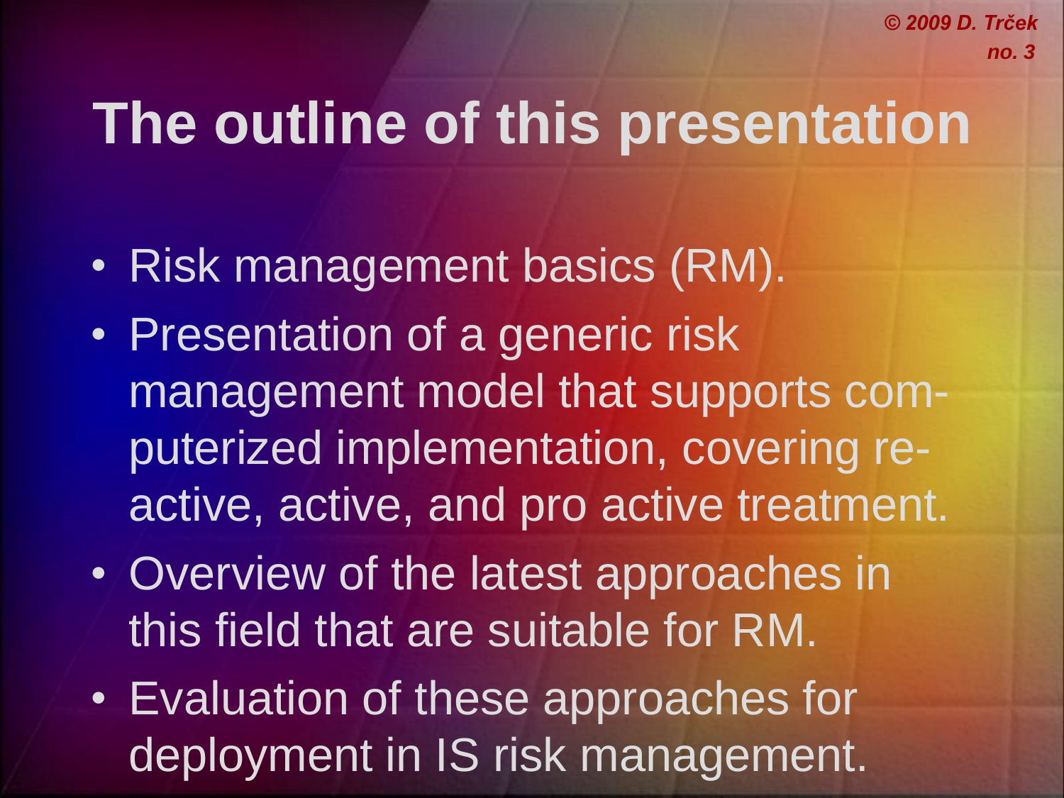# The outline of this presentation

- Risk management basics (RM).
- Presentation of a generic risk management model that supports computerized implementation, covering reactive, active, and pro active treatment.
- Overview of the latest approaches in this field that are suitable for RM.
- Evaluation of these approaches for deployment in IS risk management.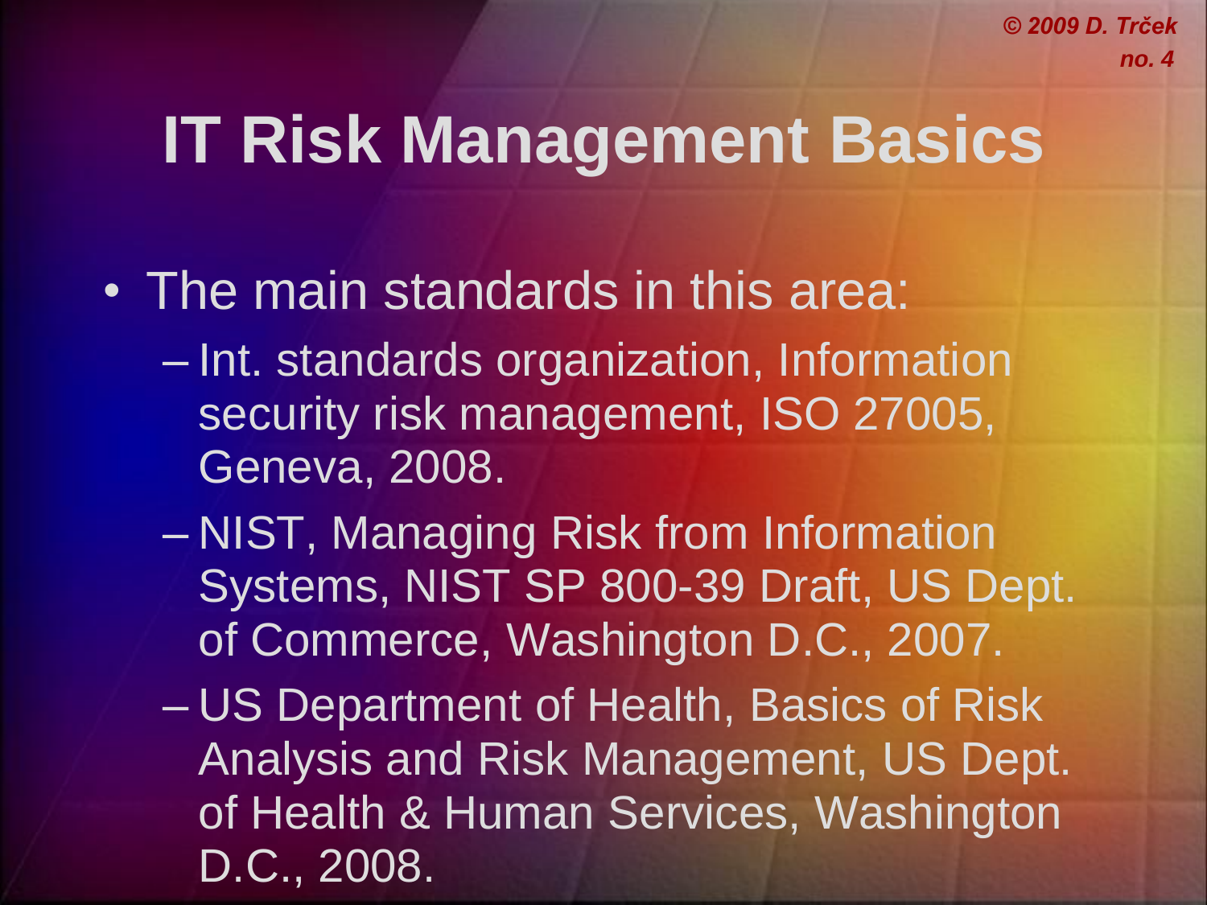# IT Risk Management Basics

- The main standards in this area:
  - Int. standards organization, Information security risk management, ISO 27005, Geneva, 2008.
  - NIST, Managing Risk from Information Systems, NIST SP 800-39 Draft, US Dept. of Commerce, Washington D.C., 2007.
  - US Department of Health, Basics of Risk Analysis and Risk Management, US Dept. of Health & Human Services, Washington D.C., 2008.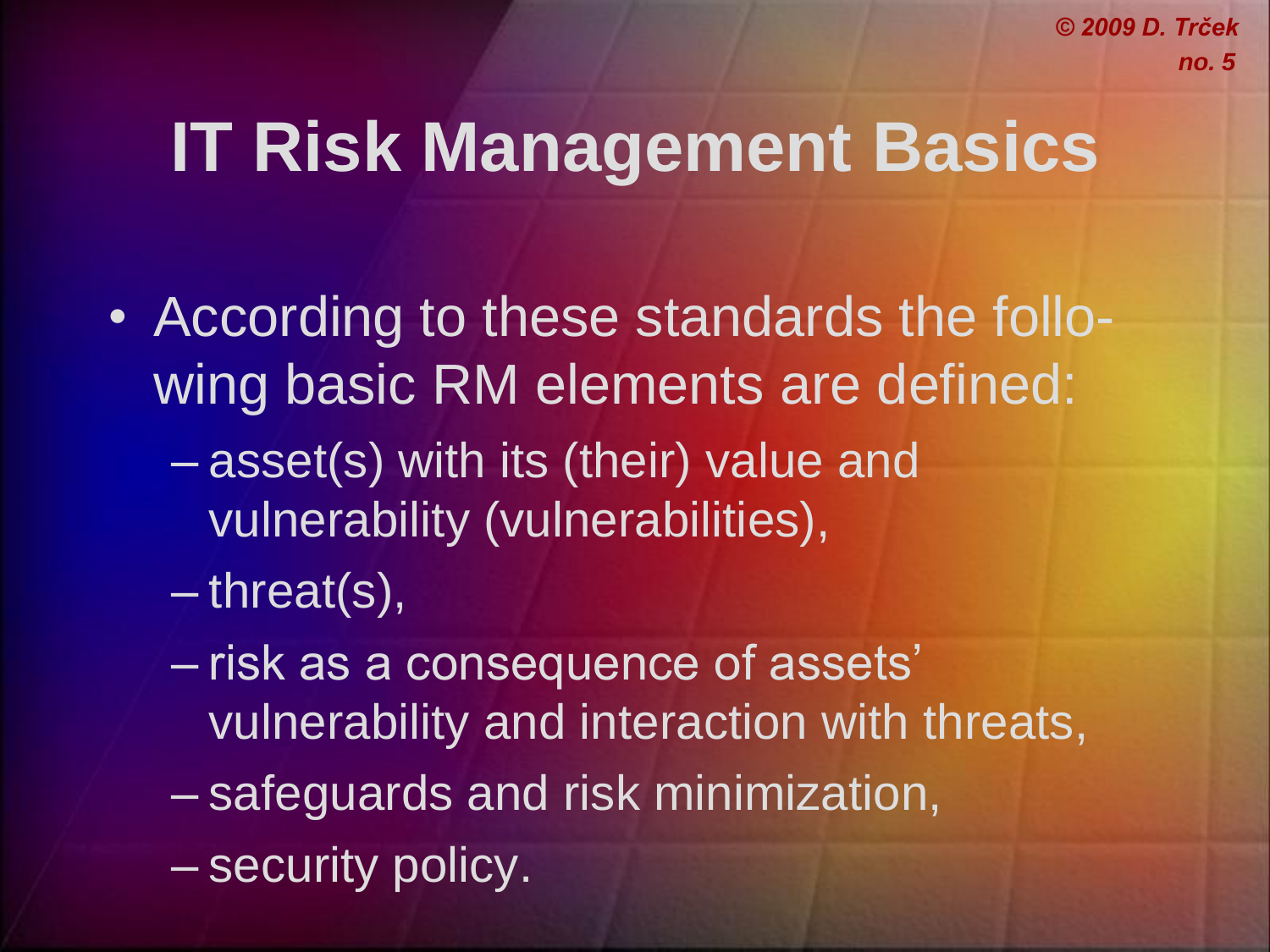# IT Risk Management Basics

- According to these standards the following basic RM elements are defined:
  - asset(s) with its (their) value and vulnerability (vulnerabilities),
  - threat(s),
  - risk as a consequence of assets' vulnerability and interaction with threats,
  - safeguards and risk minimization,
  - security policy.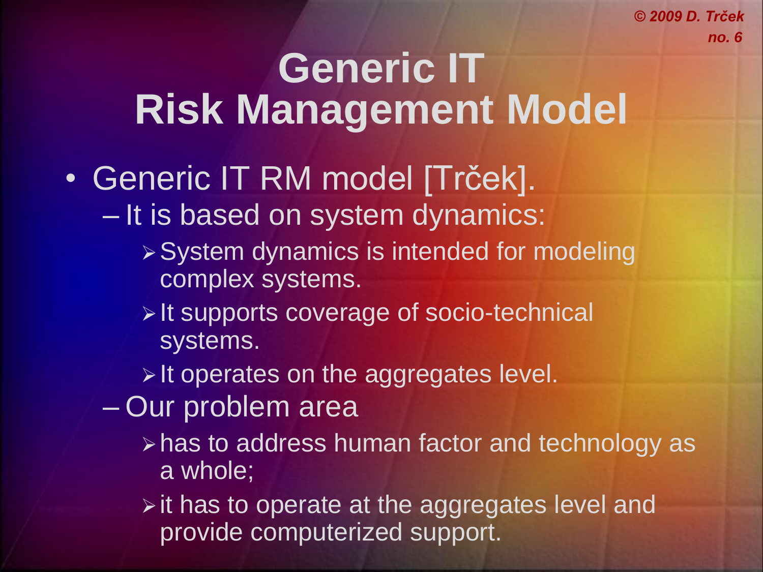# Generic IT Risk Management Model

- Generic IT RM model [Trček].
  - It is based on system dynamics:
    - System dynamics is intended for modeling complex systems.
    - It supports coverage of socio-technical systems.
    - It operates on the aggregates level.
  - Our problem area
    - has to address human factor and technology as a whole;
    - it has to operate at the aggregates level and provide computerized support.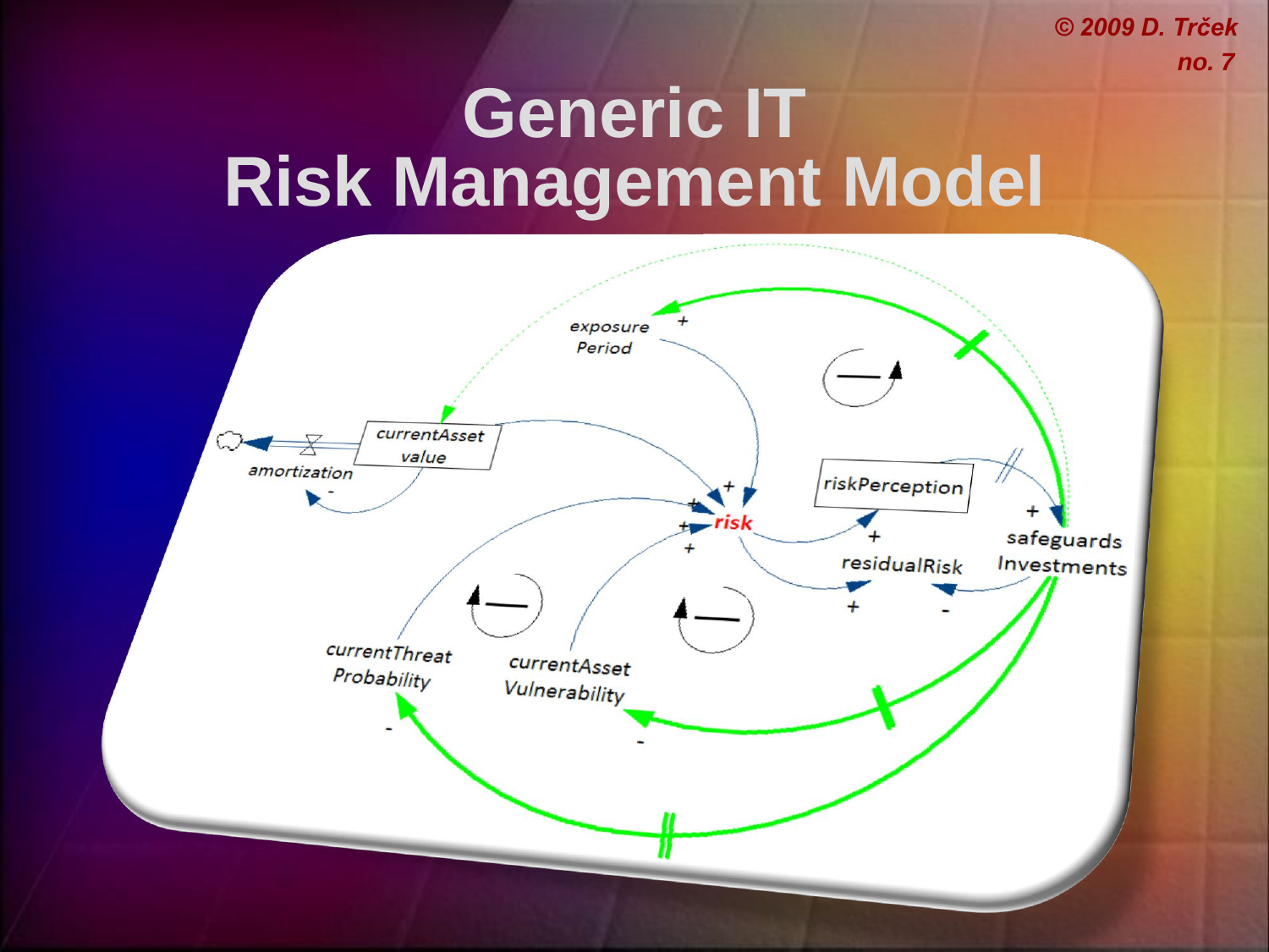# Generic IT Risk Management Model

exposure Period

currentAsset value

amortization

risk

riskPerception

residualRisk

safeguards Investments

currentThreat Probability

currentAsset Vulnerability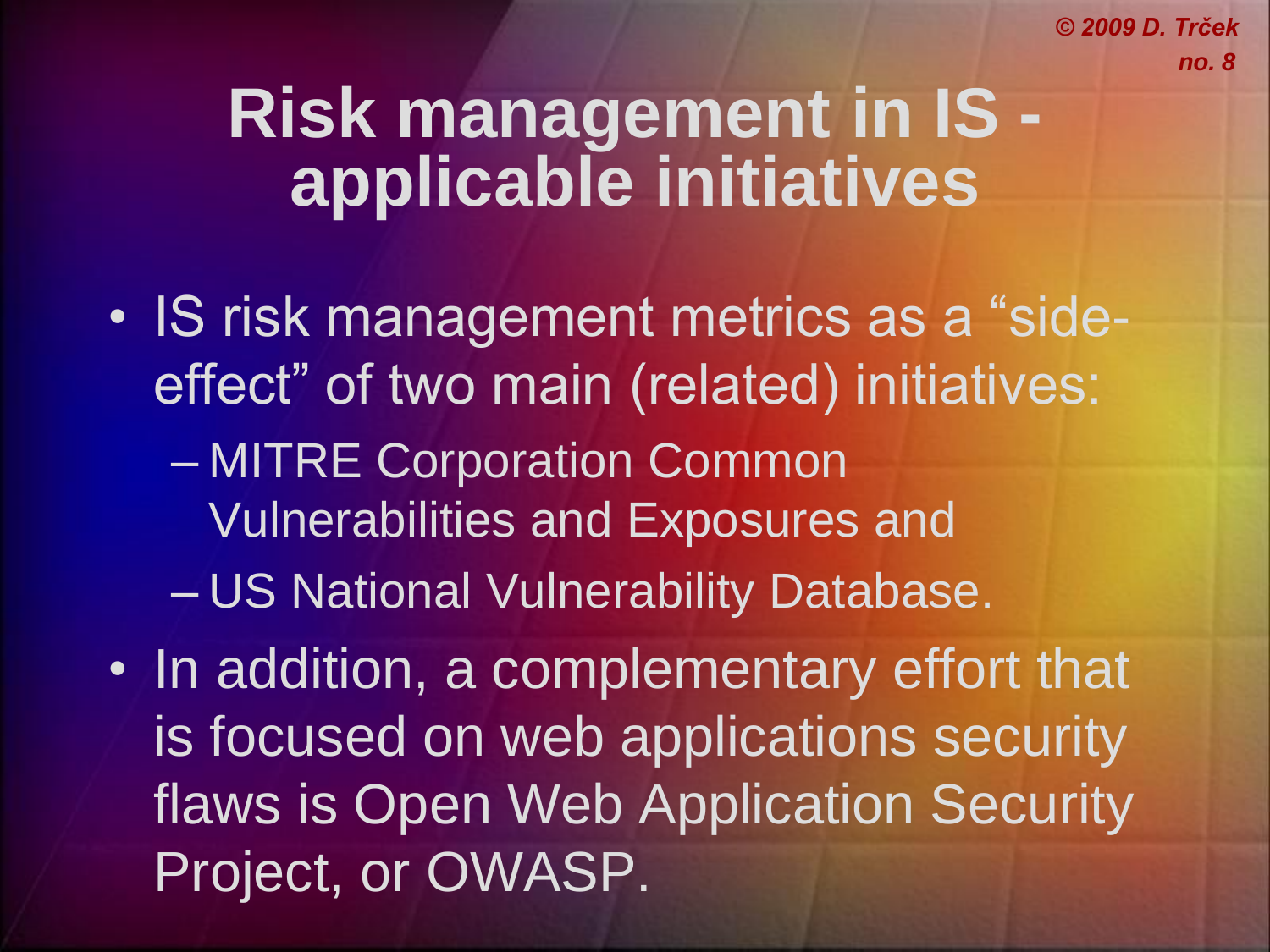# Risk management in IS - applicable initiatives

- IS risk management metrics as a “side-effect” of two main (related) initiatives:
  - MITRE Corporation Common Vulnerabilities and Exposures and
  - US National Vulnerability Database.
- In addition, a complementary effort that is focused on web applications security flaws is Open Web Application Security Project, or OWASP.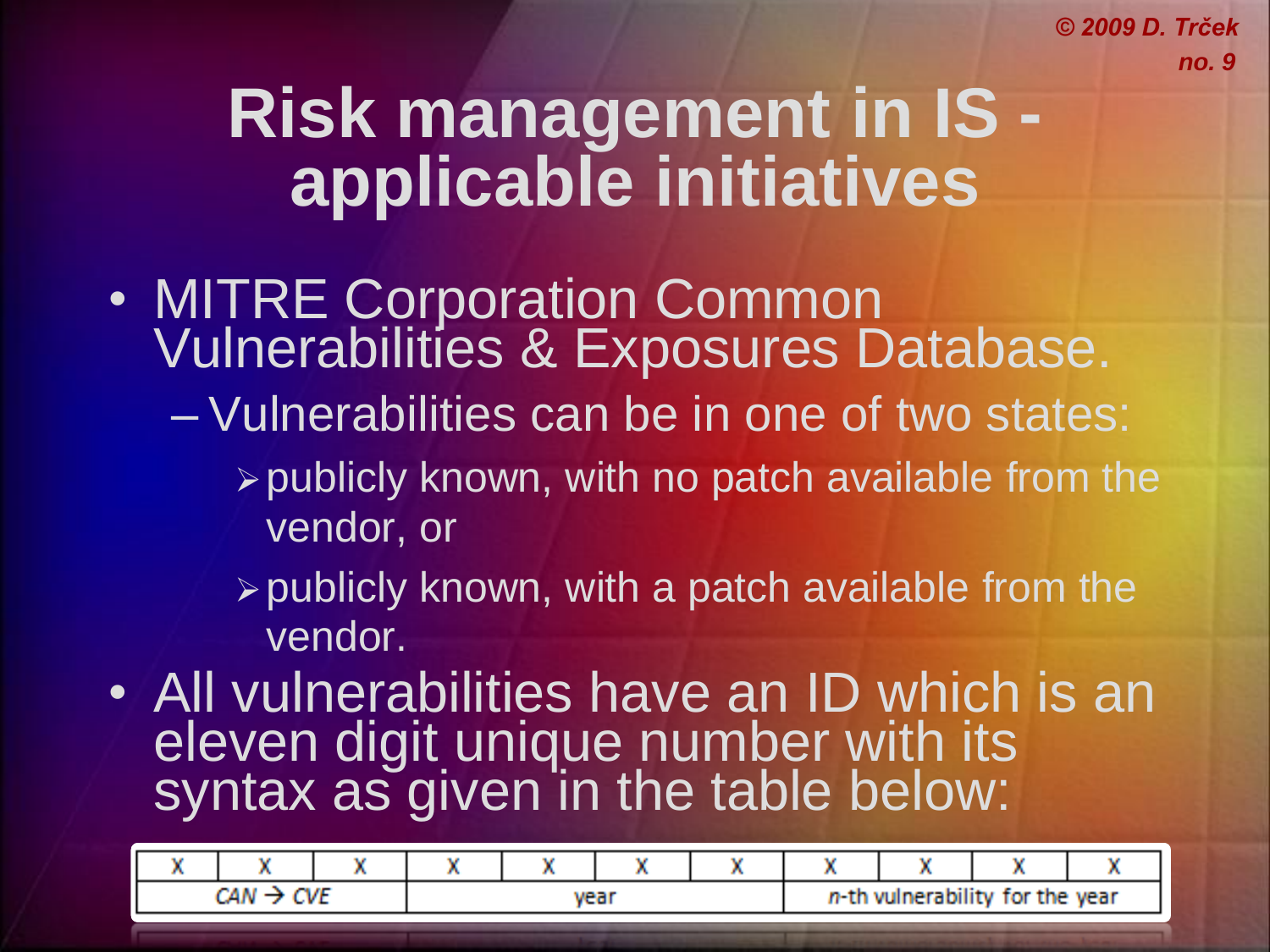# Risk management in IS - applicable initiatives

- MITRE Corporation Common Vulnerabilities & Exposures Database.
  - Vulnerabilities can be in one of two states:
    - publicly known, with no patch available from the vendor, or
    - publicly known, with a patch available from the vendor.
- All vulnerabilities have an ID which is an eleven digit unique number with its syntax as given in the table below:

| X | X | X | X | X | X | X | X | X | X | X |
|---|---|---|---|---|---|---|---|---|---|---|
| CAN → CVE | | | year | | | | *n*-th vulnerability for the year | | | |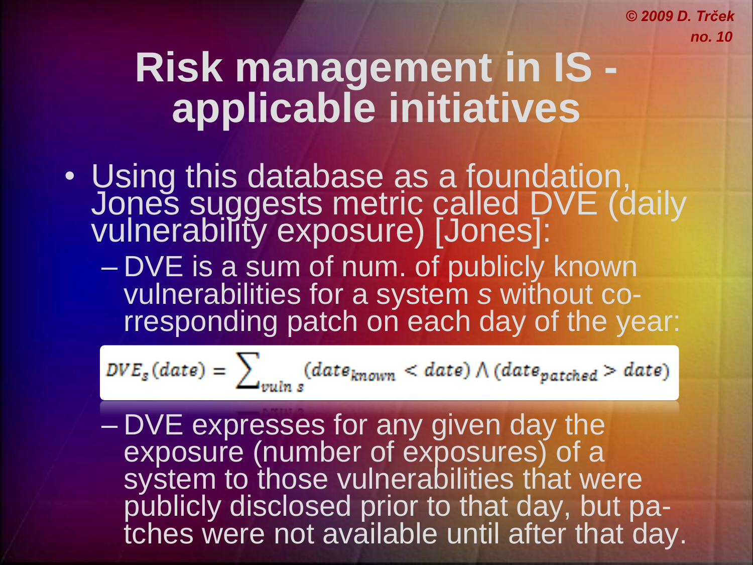# Risk management in IS - applicable initiatives

- Using this database as a foundation, Jones suggests metric called DVE (daily vulnerability exposure) [Jones]:
  - DVE is a sum of num. of publicly known vulnerabilities for a system *s* without co-rresponding patch on each day of the year:

$$DVE_s(date) = \sum_{vuln\ s} (date_{known} < date) \wedge (date_{patched} > date)$$

  - DVE expresses for any given day the exposure (number of exposures) of a system to those vulnerabilities that were publicly disclosed prior to that day, but pa-tches were not available until after that day.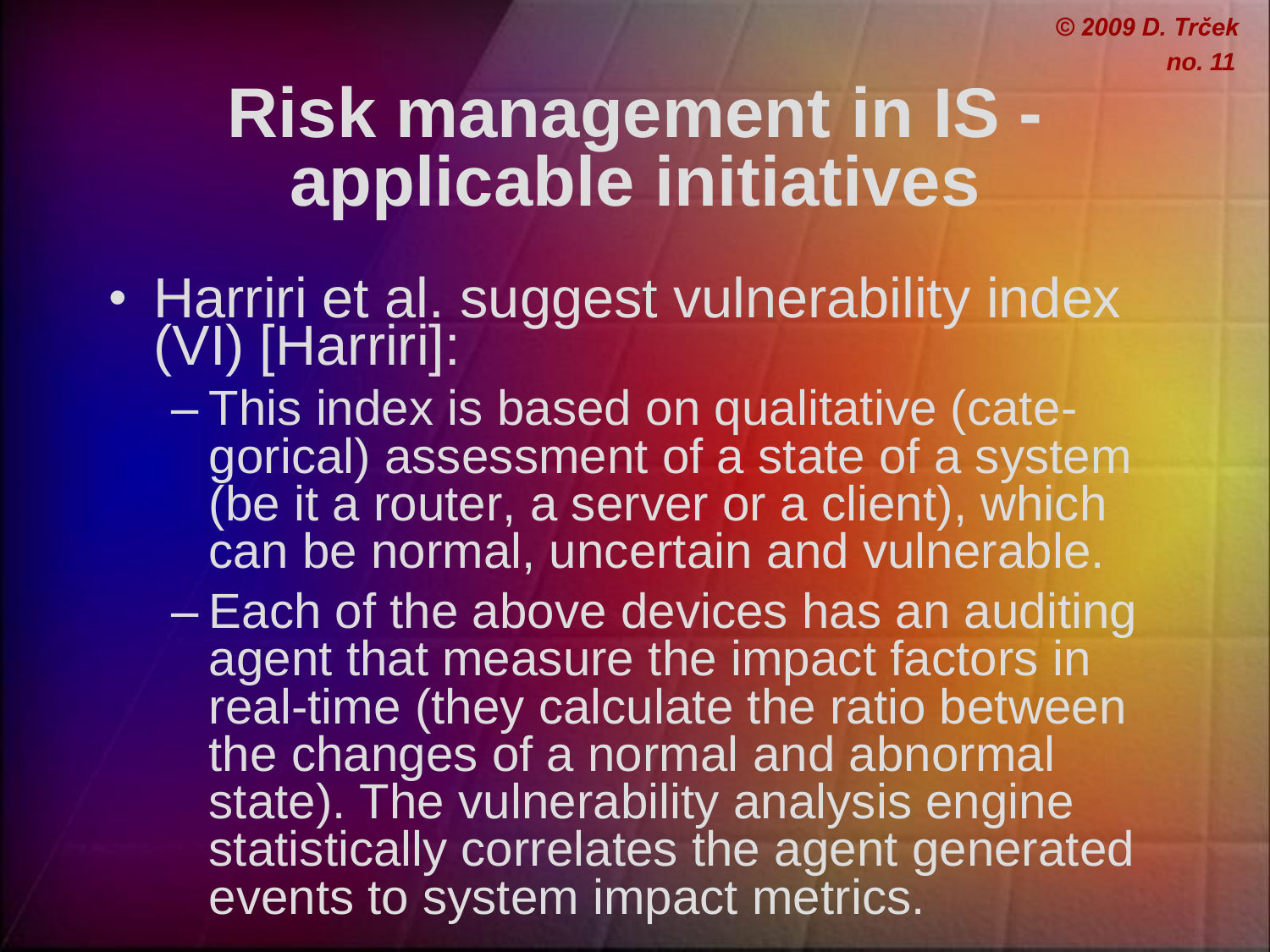# Risk management in IS - applicable initiatives

- Harriri et al. suggest vulnerability index (VI) [Harriri]:
  - This index is based on qualitative (categorical) assessment of a state of a system (be it a router, a server or a client), which can be normal, uncertain and vulnerable.
  - Each of the above devices has an auditing agent that measure the impact factors in real-time (they calculate the ratio between the changes of a normal and abnormal state). The vulnerability analysis engine statistically correlates the agent generated events to system impact metrics.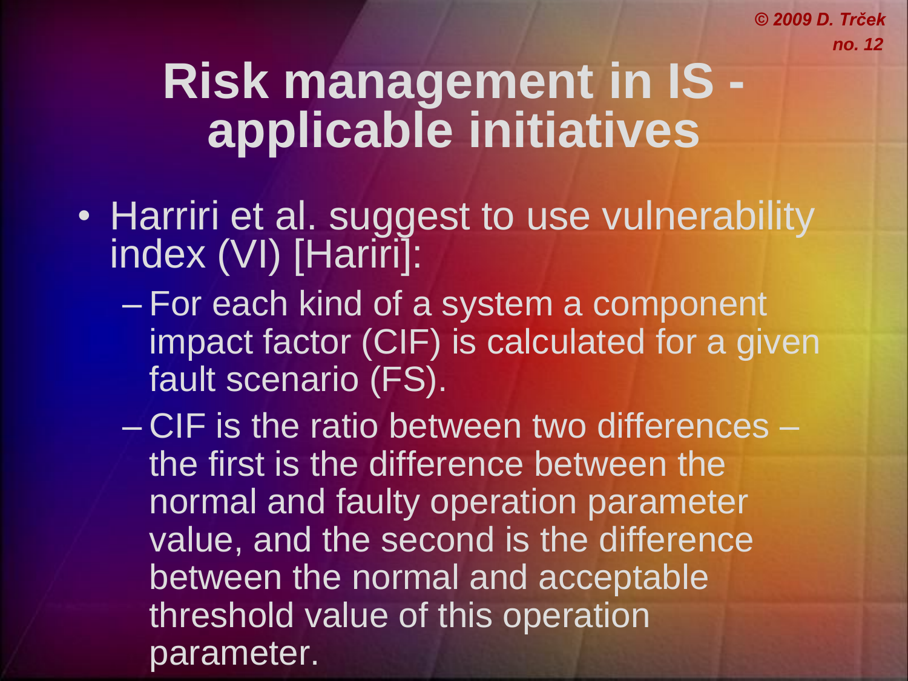# Risk management in IS - applicable initiatives

- Harriri et al. suggest to use vulnerability index (VI) [Hariri]:
  - For each kind of a system a component impact factor (CIF) is calculated for a given fault scenario (FS).
  - CIF is the ratio between two differences – the first is the difference between the normal and faulty operation parameter value, and the second is the difference between the normal and acceptable threshold value of this operation parameter.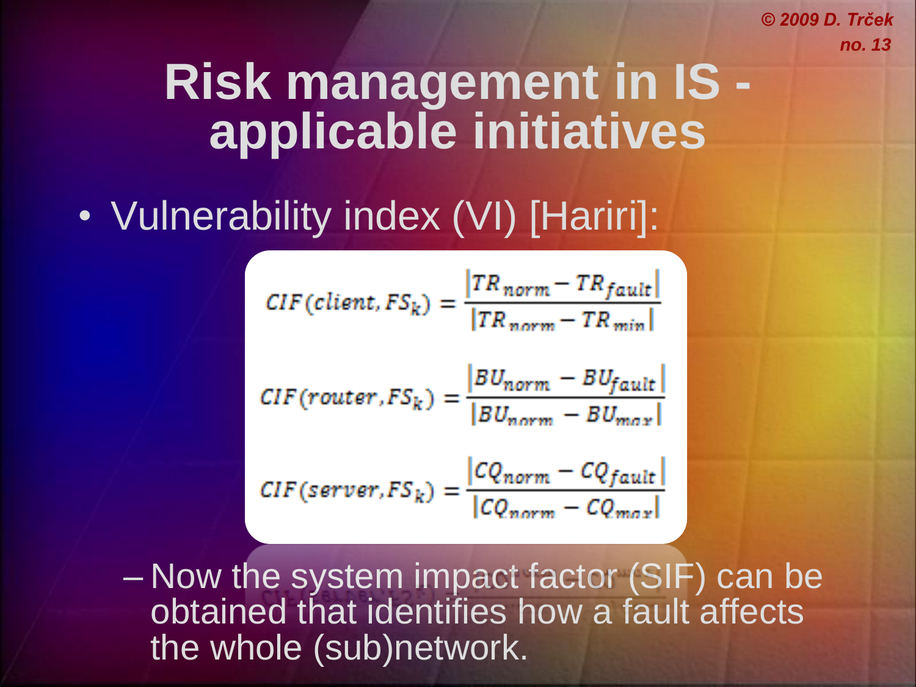# Risk management in IS - applicable initiatives

- Vulnerability index (VI) [Hariri]:

$$CIF(client, FS_k) = \frac{|TR_{norm} - TR_{fault}|}{|TR_{norm} - TR_{min}|}$$

$$CIF(router, FS_k) = \frac{|BU_{norm} - BU_{fault}|}{|BU_{norm} - BU_{max}|}$$

$$CIF(server, FS_k) = \frac{|CQ_{norm} - CQ_{fault}|}{|CQ_{norm} - CQ_{max}|}$$

  - Now the system impact factor (SIF) can be obtained that identifies how a fault affects the whole (sub)network.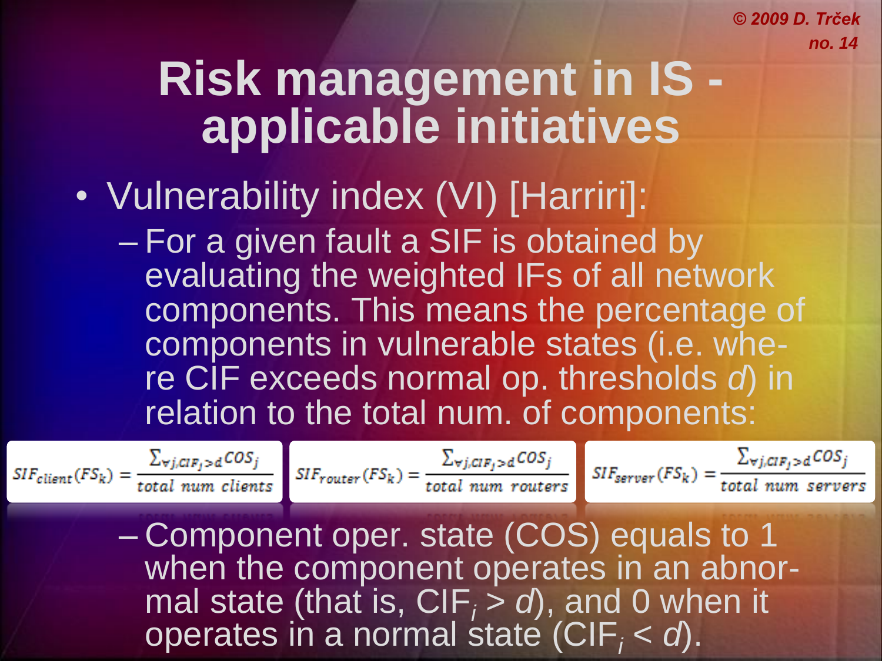# Risk management in IS - applicable initiatives

- Vulnerability index (VI) [Harriri]:
  - For a given fault a SIF is obtained by evaluating the weighted IFs of all network components. This means the percentage of components in vulnerable states (i.e. where CIF exceeds normal op. thresholds *d*) in relation to the total num. of components:

$$SIF_{client}(FS_k) = \frac{\sum_{\forall j, CIF_j > d} COS_j}{total\ num\ clients}$$

$$SIF_{router}(FS_k) = \frac{\sum_{\forall j, CIF_j > d} COS_j}{total\ num\ routers}$$

$$SIF_{server}(FS_k) = \frac{\sum_{\forall j, CIF_j > d} COS_j}{total\ num\ servers}$$

  - Component oper. state (COS) equals to 1 when the component operates in an abnormal state (that is, $CIF_i > d$), and 0 when it operates in a normal state ($CIF_i < d$).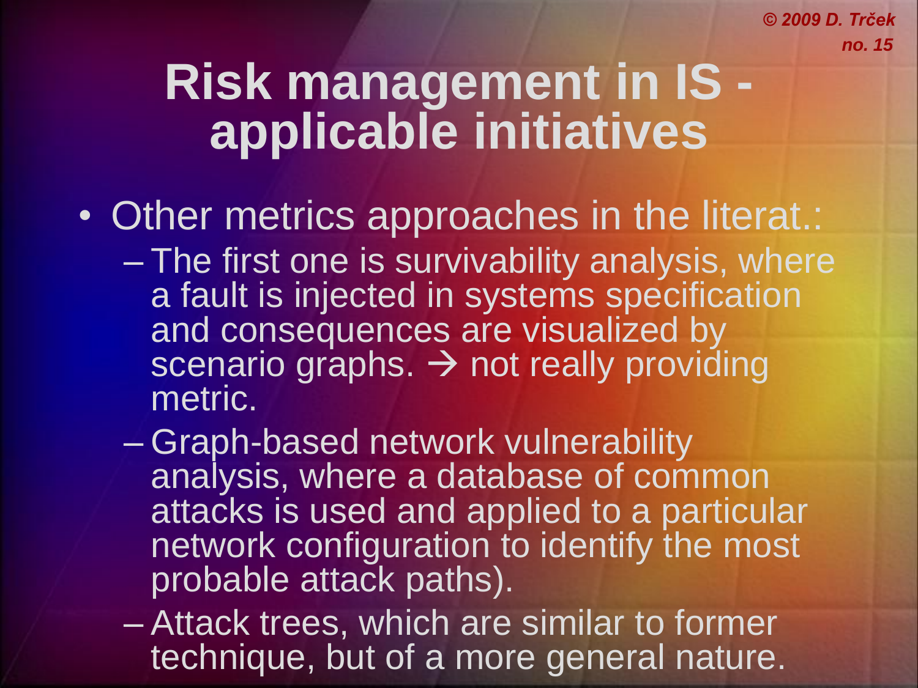# Risk management in IS - applicable initiatives

- Other metrics approaches in the literat.:
  - The first one is survivability analysis, where a fault is injected in systems specification and consequences are visualized by scenario graphs. → not really providing metric.
  - Graph-based network vulnerability analysis, where a database of common attacks is used and applied to a particular network configuration to identify the most probable attack paths).
  - Attack trees, which are similar to former technique, but of a more general nature.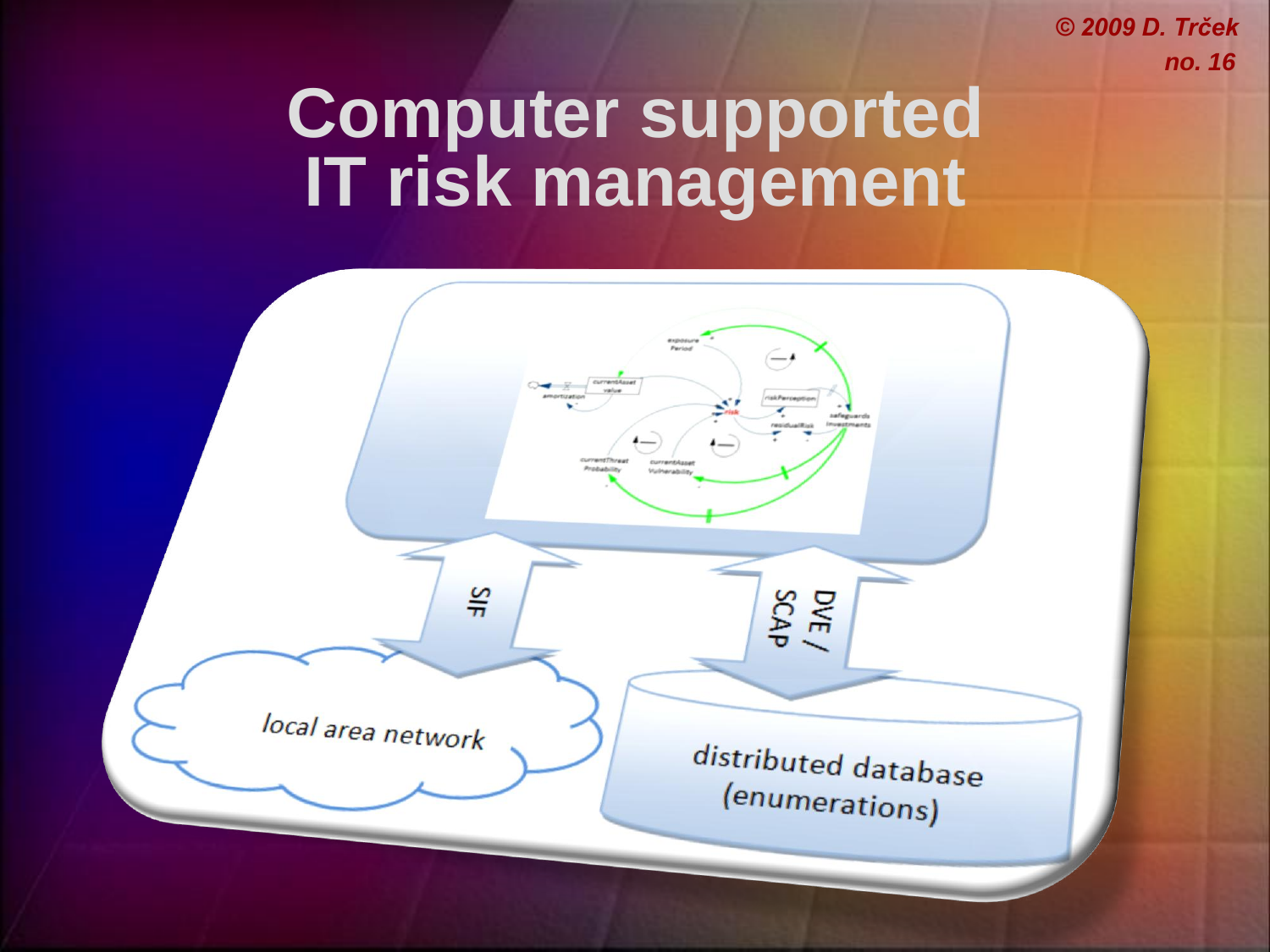# Computer supported IT risk management

SIF

DVE / SCAP

local area network

distributed database (enumerations)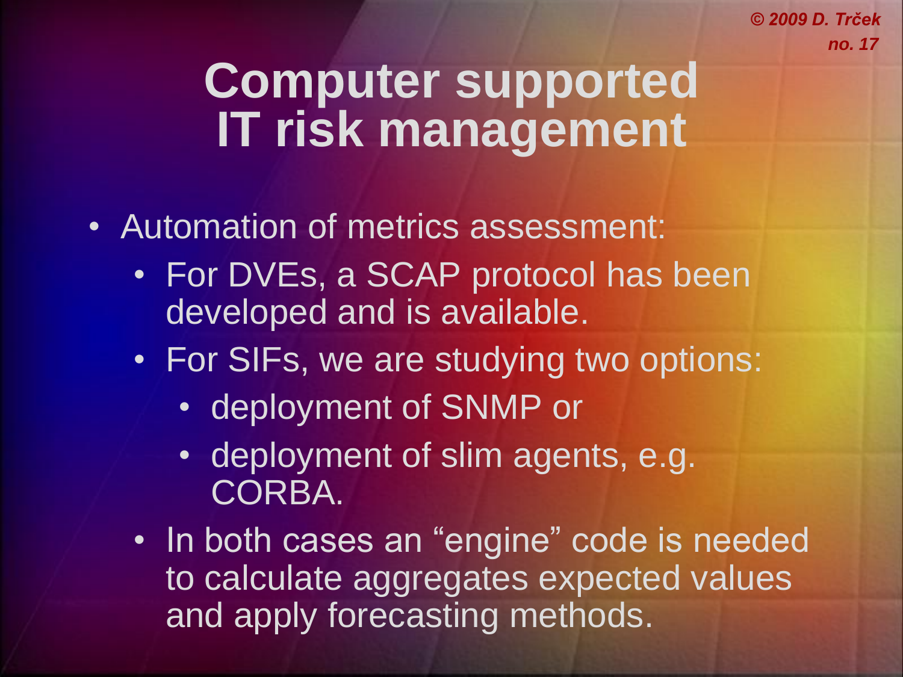# Computer supported IT risk management

- Automation of metrics assessment:
  - For DVEs, a SCAP protocol has been developed and is available.
  - For SIFs, we are studying two options:
    - deployment of SNMP or
    - deployment of slim agents, e.g. CORBA.
  - In both cases an “engine” code is needed to calculate aggregates expected values and apply forecasting methods.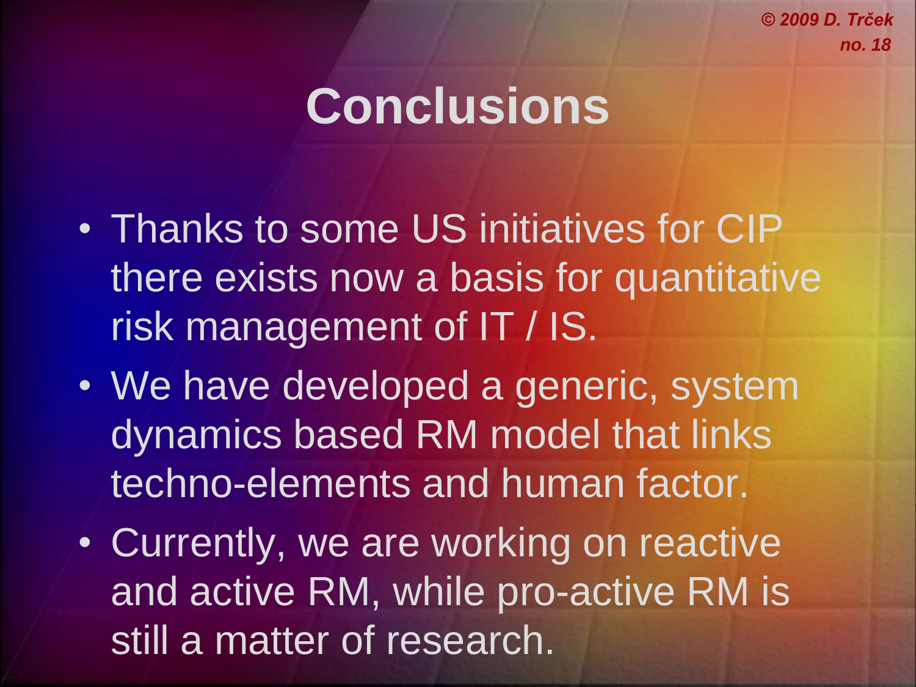# Conclusions

- Thanks to some US initiatives for CIP there exists now a basis for quantitative risk management of IT / IS.
- We have developed a generic, system dynamics based RM model that links techno-elements and human factor.
- Currently, we are working on reactive and active RM, while pro-active RM is still a matter of research.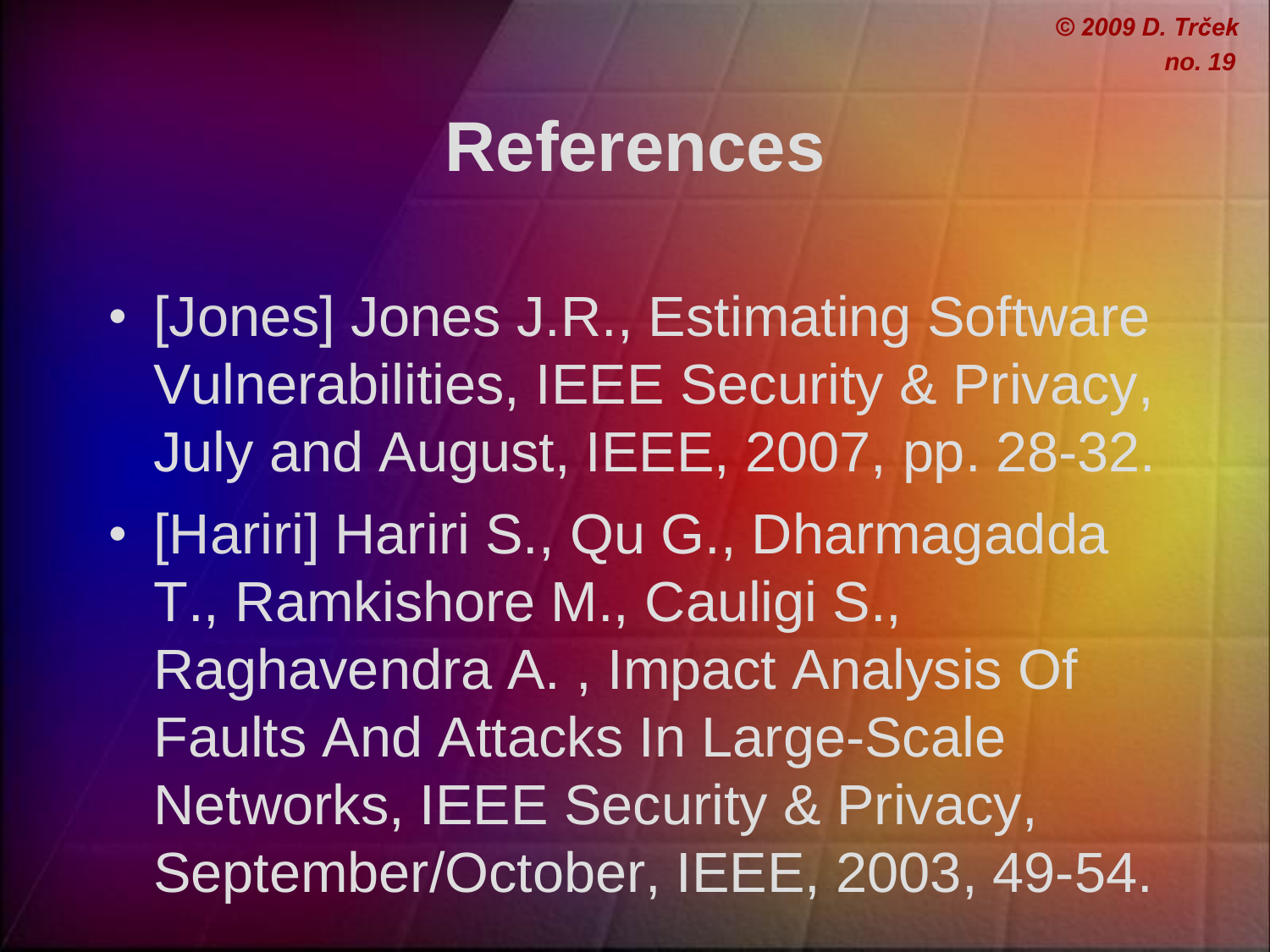# References

- [Jones] Jones J.R., Estimating Software Vulnerabilities, IEEE Security & Privacy, July and August, IEEE, 2007, pp. 28-32.
- [Hariri] Hariri S., Qu G., Dharmagadda T., Ramkishore M., Cauligi S., Raghavendra A. , Impact Analysis Of Faults And Attacks In Large-Scale Networks, IEEE Security & Privacy, September/October, IEEE, 2003, 49-54.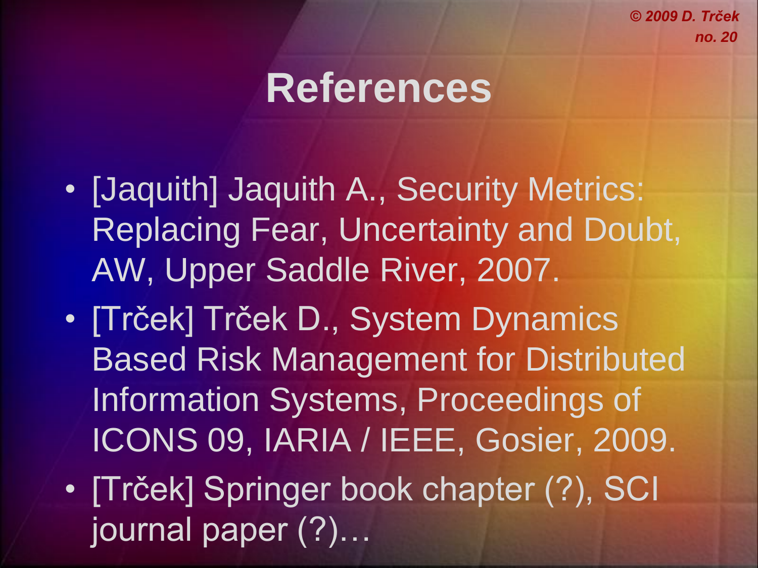# References

- [Jaquith] Jaquith A., Security Metrics: Replacing Fear, Uncertainty and Doubt, AW, Upper Saddle River, 2007.
- [Trček] Trček D., System Dynamics Based Risk Management for Distributed Information Systems, Proceedings of ICONS 09, IARIA / IEEE, Gosier, 2009.
- [Trček] Springer book chapter (?), SCI journal paper (?)…